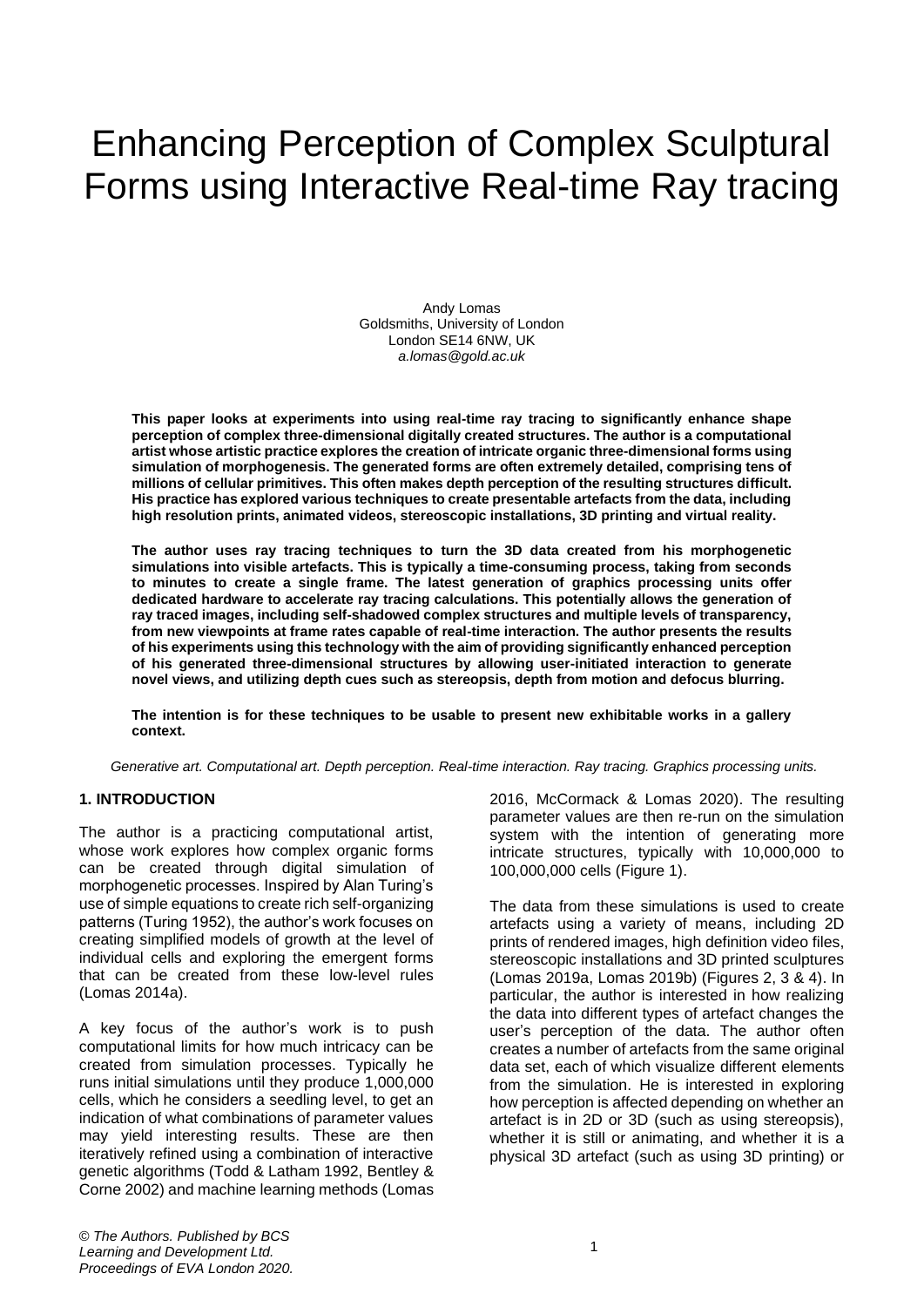# Enhancing Perception of Complex Sculptural Forms using Interactive Real-time Ray tracing

Andy Lomas
Goldsmiths, University of London
London SE14 6NW, UK
*a.lomas@gold.ac.uk*

**This paper looks at experiments into using real-time ray tracing to significantly enhance shape perception of complex three-dimensional digitally created structures. The author is a computational artist whose artistic practice explores the creation of intricate organic three-dimensional forms using simulation of morphogenesis. The generated forms are often extremely detailed, comprising tens of millions of cellular primitives. This often makes depth perception of the resulting structures difficult. His practice has explored various techniques to create presentable artefacts from the data, including high resolution prints, animated videos, stereoscopic installations, 3D printing and virtual reality.**

**The author uses ray tracing techniques to turn the 3D data created from his morphogenetic simulations into visible artefacts. This is typically a time-consuming process, taking from seconds to minutes to create a single frame. The latest generation of graphics processing units offer dedicated hardware to accelerate ray tracing calculations. This potentially allows the generation of ray traced images, including self-shadowed complex structures and multiple levels of transparency, from new viewpoints at frame rates capable of real-time interaction. The author presents the results of his experiments using this technology with the aim of providing significantly enhanced perception of his generated three-dimensional structures by allowing user-initiated interaction to generate novel views, and utilizing depth cues such as stereopsis, depth from motion and defocus blurring.**

**The intention is for these techniques to be usable to present new exhibitable works in a gallery context.**

*Generative art. Computational art. Depth perception. Real-time interaction. Ray tracing. Graphics processing units.*

## 1. INTRODUCTION

The author is a practicing computational artist, whose work explores how complex organic forms can be created through digital simulation of morphogenetic processes. Inspired by Alan Turing's use of simple equations to create rich self-organizing patterns (Turing 1952), the author's work focuses on creating simplified models of growth at the level of individual cells and exploring the emergent forms that can be created from these low-level rules (Lomas 2014a).

A key focus of the author's work is to push computational limits for how much intricacy can be created from simulation processes. Typically he runs initial simulations until they produce 1,000,000 cells, which he considers a seedling level, to get an indication of what combinations of parameter values may yield interesting results. These are then iteratively refined using a combination of interactive genetic algorithms (Todd & Latham 1992, Bentley & Corne 2002) and machine learning methods (Lomas 2016, McCormack & Lomas 2020). The resulting parameter values are then re-run on the simulation system with the intention of generating more intricate structures, typically with 10,000,000 to 100,000,000 cells (Figure 1).

The data from these simulations is used to create artefacts using a variety of means, including 2D prints of rendered images, high definition video files, stereoscopic installations and 3D printed sculptures (Lomas 2019a, Lomas 2019b) (Figures 2, 3 & 4). In particular, the author is interested in how realizing the data into different types of artefact changes the user's perception of the data. The author often creates a number of artefacts from the same original data set, each of which visualize different elements from the simulation. He is interested in exploring how perception is affected depending on whether an artefact is in 2D or 3D (such as using stereopsis), whether it is still or animating, and whether it is a physical 3D artefact (such as using 3D printing) or

*© The Authors. Published by BCS Learning and Development Ltd. Proceedings of EVA London 2020.*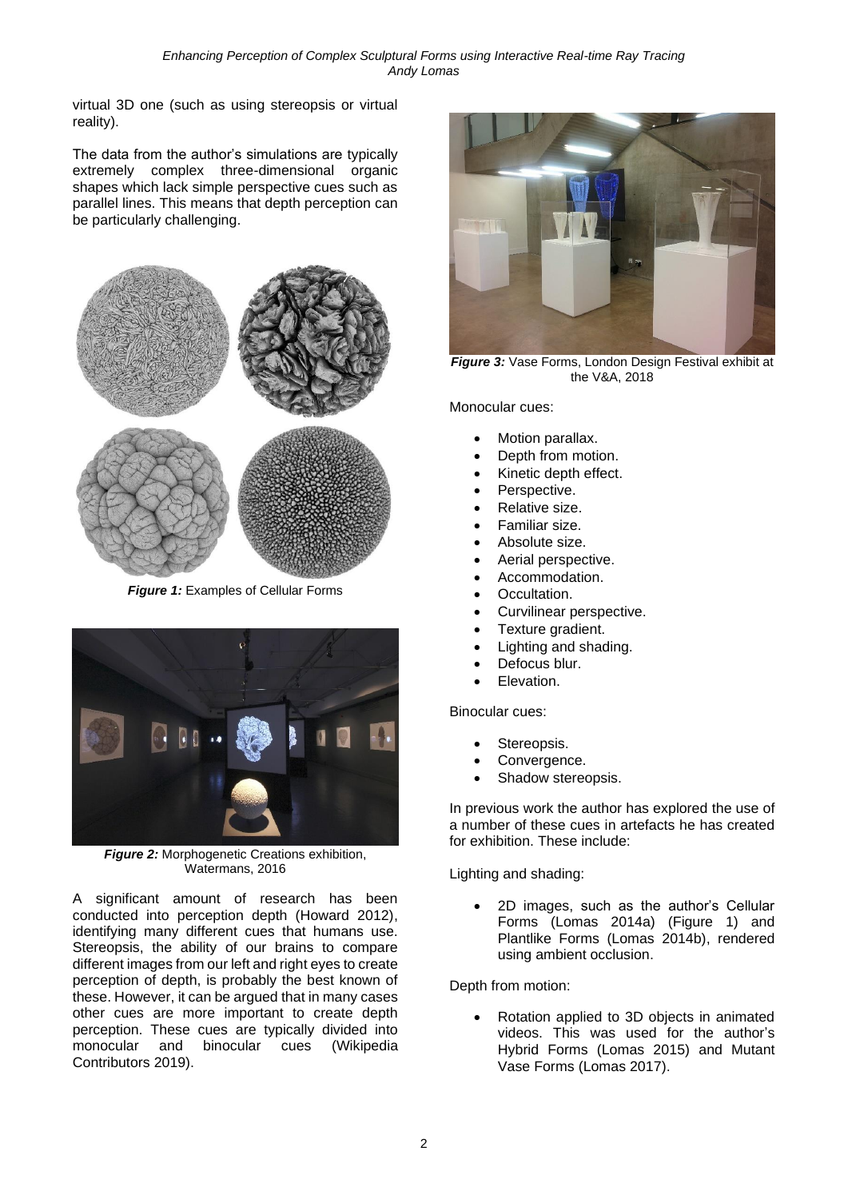virtual 3D one (such as using stereopsis or virtual reality).

The data from the author's simulations are typically extremely complex three-dimensional organic shapes which lack simple perspective cues such as parallel lines. This means that depth perception can be particularly challenging.

***Figure 1:*** Examples of Cellular Forms

***Figure 2:*** Morphogenetic Creations exhibition, Watermans, 2016

A significant amount of research has been conducted into perception depth (Howard 2012), identifying many different cues that humans use. Stereopsis, the ability of our brains to compare different images from our left and right eyes to create perception of depth, is probably the best known of these. However, it can be argued that in many cases other cues are more important to create depth perception. These cues are typically divided into monocular and binocular cues (Wikipedia Contributors 2019).

***Figure 3:*** Vase Forms, London Design Festival exhibit at the V&A, 2018

Monocular cues:

- Motion parallax.
- Depth from motion.
- Kinetic depth effect.
- Perspective.
- Relative size.
- Familiar size.
- Absolute size.
- Aerial perspective.
- Accommodation.
- Occultation.
- Curvilinear perspective.
- Texture gradient.
- Lighting and shading.
- Defocus blur.
- Elevation.

Binocular cues:

- Stereopsis.
- Convergence.
- Shadow stereopsis.

In previous work the author has explored the use of a number of these cues in artefacts he has created for exhibition. These include:

Lighting and shading:

- 2D images, such as the author's Cellular Forms (Lomas 2014a) (Figure 1) and Plantlike Forms (Lomas 2014b), rendered using ambient occlusion.

Depth from motion:

- Rotation applied to 3D objects in animated videos. This was used for the author's Hybrid Forms (Lomas 2015) and Mutant Vase Forms (Lomas 2017).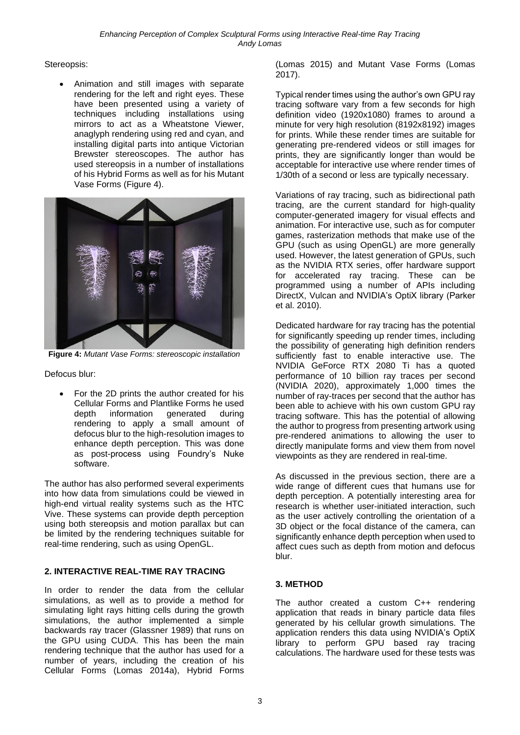Stereopsis:

- Animation and still images with separate rendering for the left and right eyes. These have been presented using a variety of techniques including installations using mirrors to act as a Wheatstone Viewer, anaglyph rendering using red and cyan, and installing digital parts into antique Victorian Brewster stereoscopes. The author has used stereopsis in a number of installations of his Hybrid Forms as well as for his Mutant Vase Forms (Figure 4).

**Figure 4:** *Mutant Vase Forms: stereoscopic installation*

Defocus blur:

- For the 2D prints the author created for his Cellular Forms and Plantlike Forms he used depth information generated during rendering to apply a small amount of defocus blur to the high-resolution images to enhance depth perception. This was done as post-process using Foundry's Nuke software.

The author has also performed several experiments into how data from simulations could be viewed in high-end virtual reality systems such as the HTC Vive. These systems can provide depth perception using both stereopsis and motion parallax but can be limited by the rendering techniques suitable for real-time rendering, such as using OpenGL.

## 2. INTERACTIVE REAL-TIME RAY TRACING

In order to render the data from the cellular simulations, as well as to provide a method for simulating light rays hitting cells during the growth simulations, the author implemented a simple backwards ray tracer (Glassner 1989) that runs on the GPU using CUDA. This has been the main rendering technique that the author has used for a number of years, including the creation of his Cellular Forms (Lomas 2014a), Hybrid Forms (Lomas 2015) and Mutant Vase Forms (Lomas 2017).

Typical render times using the author's own GPU ray tracing software vary from a few seconds for high definition video (1920x1080) frames to around a minute for very high resolution (8192x8192) images for prints. While these render times are suitable for generating pre-rendered videos or still images for prints, they are significantly longer than would be acceptable for interactive use where render times of 1/30th of a second or less are typically necessary.

Variations of ray tracing, such as bidirectional path tracing, are the current standard for high-quality computer-generated imagery for visual effects and animation. For interactive use, such as for computer games, rasterization methods that make use of the GPU (such as using OpenGL) are more generally used. However, the latest generation of GPUs, such as the NVIDIA RTX series, offer hardware support for accelerated ray tracing. These can be programmed using a number of APIs including DirectX, Vulcan and NVIDIA's OptiX library (Parker et al. 2010).

Dedicated hardware for ray tracing has the potential for significantly speeding up render times, including the possibility of generating high definition renders sufficiently fast to enable interactive use. The NVIDIA GeForce RTX 2080 Ti has a quoted performance of 10 billion ray traces per second (NVIDIA 2020), approximately 1,000 times the number of ray-traces per second that the author has been able to achieve with his own custom GPU ray tracing software. This has the potential of allowing the author to progress from presenting artwork using pre-rendered animations to allowing the user to directly manipulate forms and view them from novel viewpoints as they are rendered in real-time.

As discussed in the previous section, there are a wide range of different cues that humans use for depth perception. A potentially interesting area for research is whether user-initiated interaction, such as the user actively controlling the orientation of a 3D object or the focal distance of the camera, can significantly enhance depth perception when used to affect cues such as depth from motion and defocus blur.

## 3. METHOD

The author created a custom C++ rendering application that reads in binary particle data files generated by his cellular growth simulations. The application renders this data using NVIDIA's OptiX library to perform GPU based ray tracing calculations. The hardware used for these tests was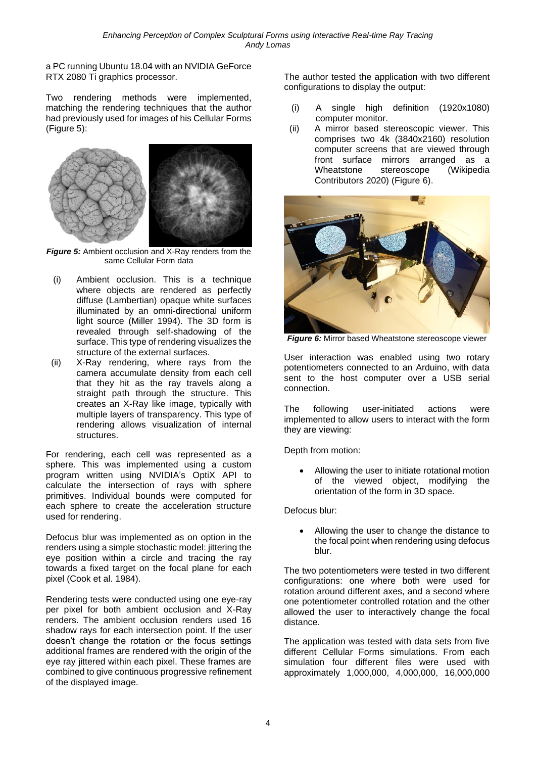a PC running Ubuntu 18.04 with an NVIDIA GeForce RTX 2080 Ti graphics processor.

Two rendering methods were implemented, matching the rendering techniques that the author had previously used for images of his Cellular Forms (Figure 5):

***Figure 5:*** Ambient occlusion and X-Ray renders from the same Cellular Form data

(i) Ambient occlusion. This is a technique where objects are rendered as perfectly diffuse (Lambertian) opaque white surfaces illuminated by an omni-directional uniform light source (Miller 1994). The 3D form is revealed through self-shadowing of the surface. This type of rendering visualizes the structure of the external surfaces.

(ii) X-Ray rendering, where rays from the camera accumulate density from each cell that they hit as the ray travels along a straight path through the structure. This creates an X-Ray like image, typically with multiple layers of transparency. This type of rendering allows visualization of internal structures.

For rendering, each cell was represented as a sphere. This was implemented using a custom program written using NVIDIA's OptiX API to calculate the intersection of rays with sphere primitives. Individual bounds were computed for each sphere to create the acceleration structure used for rendering.

Defocus blur was implemented as on option in the renders using a simple stochastic model: jittering the eye position within a circle and tracing the ray towards a fixed target on the focal plane for each pixel (Cook et al. 1984).

Rendering tests were conducted using one eye-ray per pixel for both ambient occlusion and X-Ray renders. The ambient occlusion renders used 16 shadow rays for each intersection point. If the user doesn't change the rotation or the focus settings additional frames are rendered with the origin of the eye ray jittered within each pixel. These frames are combined to give continuous progressive refinement of the displayed image.

The author tested the application with two different configurations to display the output:

(i) A single high definition (1920x1080) computer monitor.

(ii) A mirror based stereoscopic viewer. This comprises two 4k (3840x2160) resolution computer screens that are viewed through front surface mirrors arranged as a Wheatstone stereoscope (Wikipedia Contributors 2020) (Figure 6).

***Figure 6:*** Mirror based Wheatstone stereoscope viewer

User interaction was enabled using two rotary potentiometers connected to an Arduino, with data sent to the host computer over a USB serial connection.

The following user-initiated actions were implemented to allow users to interact with the form they are viewing:

Depth from motion:

- Allowing the user to initiate rotational motion of the viewed object, modifying the orientation of the form in 3D space.

Defocus blur:

- Allowing the user to change the distance to the focal point when rendering using defocus blur.

The two potentiometers were tested in two different configurations: one where both were used for rotation around different axes, and a second where one potentiometer controlled rotation and the other allowed the user to interactively change the focal distance.

The application was tested with data sets from five different Cellular Forms simulations. From each simulation four different files were used with approximately 1,000,000, 4,000,000, 16,000,000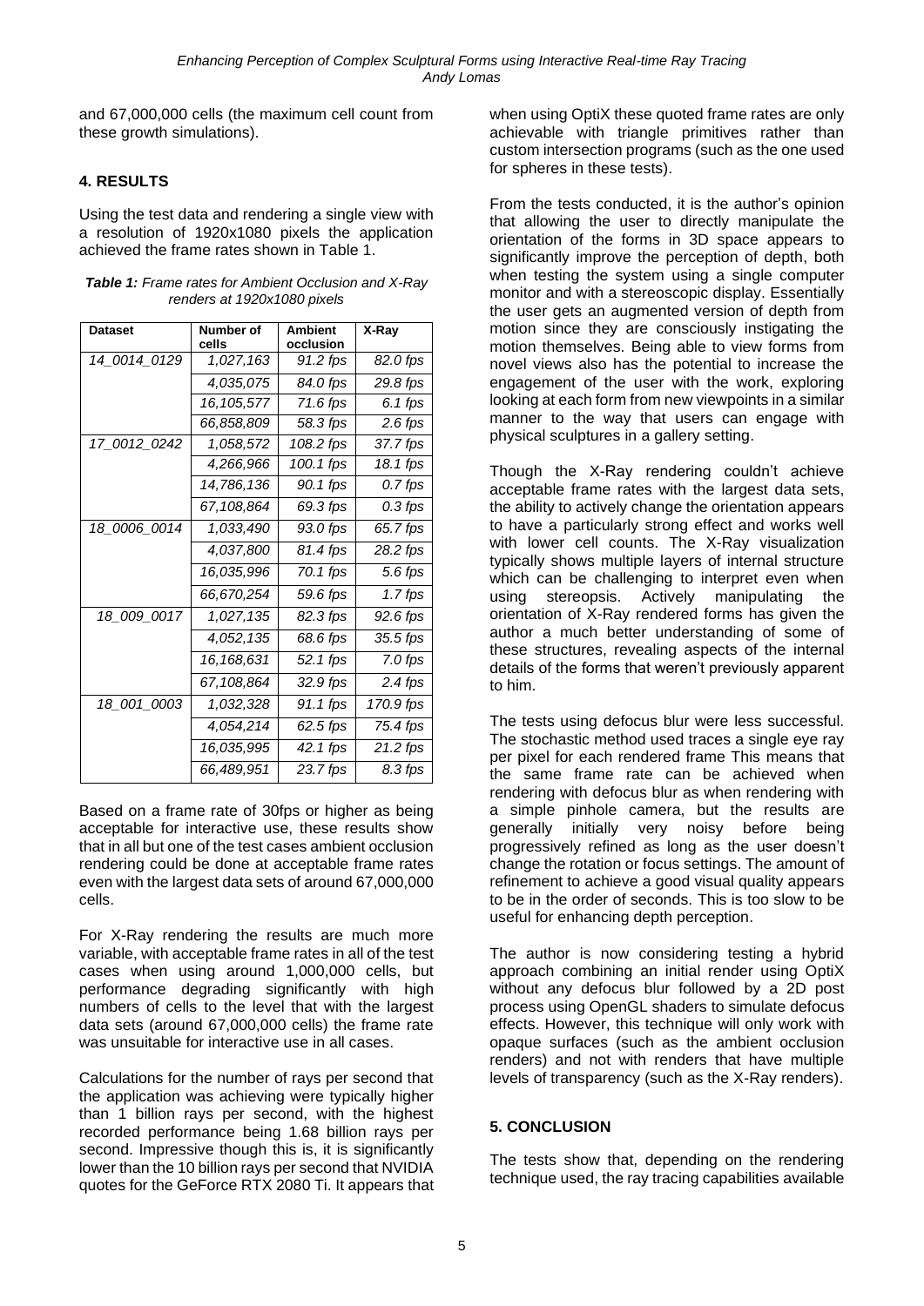and 67,000,000 cells (the maximum cell count from these growth simulations).

## 4. RESULTS

Using the test data and rendering a single view with a resolution of 1920x1080 pixels the application achieved the frame rates shown in Table 1.

***Table 1:*** *Frame rates for Ambient Occlusion and X-Ray renders at 1920x1080 pixels*

| Dataset | Number of cells | Ambient occlusion | X-Ray |
|---|---|---|---|
| *14_0014_0129* | *1,027,163* | *91.2 fps* | *82.0 fps* |
| | *4,035,075* | *84.0 fps* | *29.8 fps* |
| | *16,105,577* | *71.6 fps* | *6.1 fps* |
| | *66,858,809* | *58.3 fps* | *2.6 fps* |
| *17_0012_0242* | *1,058,572* | *108.2 fps* | *37.7 fps* |
| | *4,266,966* | *100.1 fps* | *18.1 fps* |
| | *14,786,136* | *90.1 fps* | *0.7 fps* |
| | *67,108,864* | *69.3 fps* | *0.3 fps* |
| *18_0006_0014* | *1,033,490* | *93.0 fps* | *65.7 fps* |
| | *4,037,800* | *81.4 fps* | *28.2 fps* |
| | *16,035,996* | *70.1 fps* | *5.6 fps* |
| | *66,670,254* | *59.6 fps* | *1.7 fps* |
| *18_009_0017* | *1,027,135* | *82.3 fps* | *92.6 fps* |
| | *4,052,135* | *68.6 fps* | *35.5 fps* |
| | *16,168,631* | *52.1 fps* | *7.0 fps* |
| | *67,108,864* | *32.9 fps* | *2.4 fps* |
| *18_001_0003* | *1,032,328* | *91.1 fps* | *170.9 fps* |
| | *4,054,214* | *62.5 fps* | *75.4 fps* |
| | *16,035,995* | *42.1 fps* | *21.2 fps* |
| | *66,489,951* | *23.7 fps* | *8.3 fps* |

Based on a frame rate of 30fps or higher as being acceptable for interactive use, these results show that in all but one of the test cases ambient occlusion rendering could be done at acceptable frame rates even with the largest data sets of around 67,000,000 cells.

For X-Ray rendering the results are much more variable, with acceptable frame rates in all of the test cases when using around 1,000,000 cells, but performance degrading significantly with high numbers of cells to the level that with the largest data sets (around 67,000,000 cells) the frame rate was unsuitable for interactive use in all cases.

Calculations for the number of rays per second that the application was achieving were typically higher than 1 billion rays per second, with the highest recorded performance being 1.68 billion rays per second. Impressive though this is, it is significantly lower than the 10 billion rays per second that NVIDIA quotes for the GeForce RTX 2080 Ti. It appears that when using OptiX these quoted frame rates are only achievable with triangle primitives rather than custom intersection programs (such as the one used for spheres in these tests).

From the tests conducted, it is the author's opinion that allowing the user to directly manipulate the orientation of the forms in 3D space appears to significantly improve the perception of depth, both when testing the system using a single computer monitor and with a stereoscopic display. Essentially the user gets an augmented version of depth from motion since they are consciously instigating the motion themselves. Being able to view forms from novel views also has the potential to increase the engagement of the user with the work, exploring looking at each form from new viewpoints in a similar manner to the way that users can engage with physical sculptures in a gallery setting.

Though the X-Ray rendering couldn't achieve acceptable frame rates with the largest data sets, the ability to actively change the orientation appears to have a particularly strong effect and works well with lower cell counts. The X-Ray visualization typically shows multiple layers of internal structure which can be challenging to interpret even when using stereopsis. Actively manipulating the orientation of X-Ray rendered forms has given the author a much better understanding of some of these structures, revealing aspects of the internal details of the forms that weren't previously apparent to him.

The tests using defocus blur were less successful. The stochastic method used traces a single eye ray per pixel for each rendered frame This means that the same frame rate can be achieved when rendering with defocus blur as when rendering with a simple pinhole camera, but the results are generally initially very noisy before being progressively refined as long as the user doesn't change the rotation or focus settings. The amount of refinement to achieve a good visual quality appears to be in the order of seconds. This is too slow to be useful for enhancing depth perception.

The author is now considering testing a hybrid approach combining an initial render using OptiX without any defocus blur followed by a 2D post process using OpenGL shaders to simulate defocus effects. However, this technique will only work with opaque surfaces (such as the ambient occlusion renders) and not with renders that have multiple levels of transparency (such as the X-Ray renders).

## 5. CONCLUSION

The tests show that, depending on the rendering technique used, the ray tracing capabilities available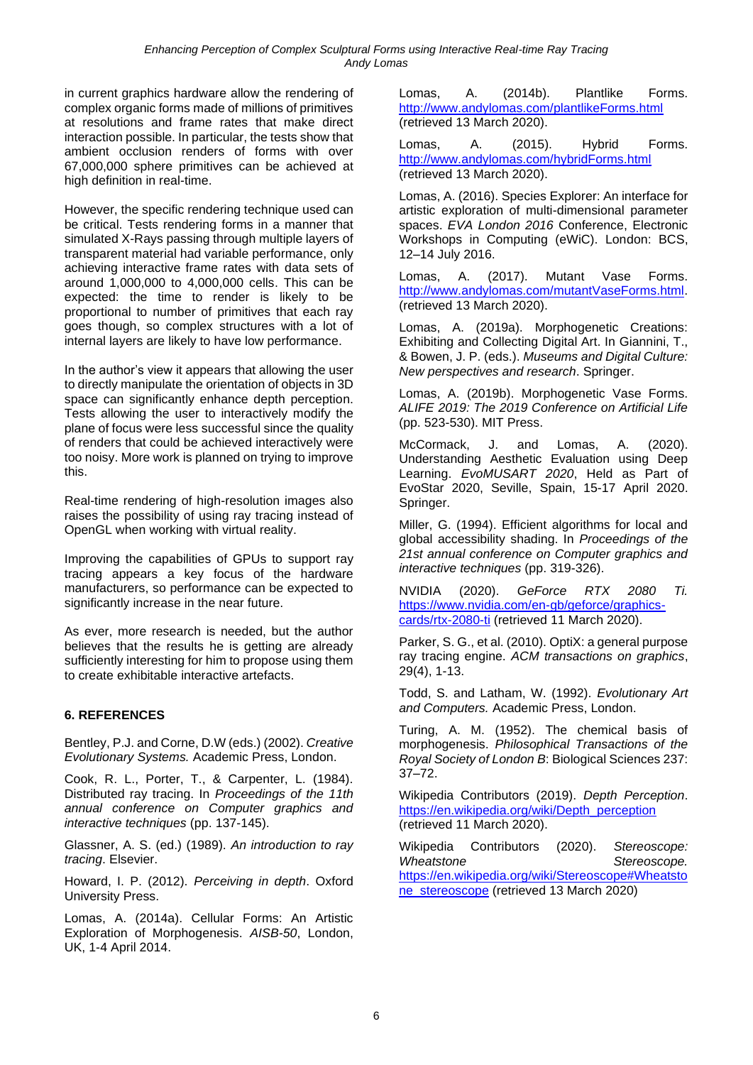in current graphics hardware allow the rendering of complex organic forms made of millions of primitives at resolutions and frame rates that make direct interaction possible. In particular, the tests show that ambient occlusion renders of forms with over 67,000,000 sphere primitives can be achieved at high definition in real-time.

However, the specific rendering technique used can be critical. Tests rendering forms in a manner that simulated X-Rays passing through multiple layers of transparent material had variable performance, only achieving interactive frame rates with data sets of around 1,000,000 to 4,000,000 cells. This can be expected: the time to render is likely to be proportional to number of primitives that each ray goes though, so complex structures with a lot of internal layers are likely to have low performance.

In the author's view it appears that allowing the user to directly manipulate the orientation of objects in 3D space can significantly enhance depth perception. Tests allowing the user to interactively modify the plane of focus were less successful since the quality of renders that could be achieved interactively were too noisy. More work is planned on trying to improve this.

Real-time rendering of high-resolution images also raises the possibility of using ray tracing instead of OpenGL when working with virtual reality.

Improving the capabilities of GPUs to support ray tracing appears a key focus of the hardware manufacturers, so performance can be expected to significantly increase in the near future.

As ever, more research is needed, but the author believes that the results he is getting are already sufficiently interesting for him to propose using them to create exhibitable interactive artefacts.

## 6. REFERENCES

Bentley, P.J. and Corne, D.W (eds.) (2002). *Creative Evolutionary Systems.* Academic Press, London.

Cook, R. L., Porter, T., & Carpenter, L. (1984). Distributed ray tracing. In *Proceedings of the 11th annual conference on Computer graphics and interactive techniques* (pp. 137-145).

Glassner, A. S. (ed.) (1989). *An introduction to ray tracing*. Elsevier.

Howard, I. P. (2012). *Perceiving in depth*. Oxford University Press.

Lomas, A. (2014a). Cellular Forms: An Artistic Exploration of Morphogenesis. *AISB-50*, London, UK, 1-4 April 2014.

Lomas, A. (2014b). Plantlike Forms. http://www.andylomas.com/plantlikeForms.html (retrieved 13 March 2020).

Lomas, A. (2015). Hybrid Forms. http://www.andylomas.com/hybridForms.html (retrieved 13 March 2020).

Lomas, A. (2016). Species Explorer: An interface for artistic exploration of multi-dimensional parameter spaces. *EVA London 2016* Conference, Electronic Workshops in Computing (eWiC). London: BCS, 12–14 July 2016.

Lomas, A. (2017). Mutant Vase Forms. http://www.andylomas.com/mutantVaseForms.html. (retrieved 13 March 2020).

Lomas, A. (2019a). Morphogenetic Creations: Exhibiting and Collecting Digital Art. In Giannini, T., & Bowen, J. P. (eds.). *Museums and Digital Culture: New perspectives and research*. Springer.

Lomas, A. (2019b). Morphogenetic Vase Forms. *ALIFE 2019: The 2019 Conference on Artificial Life* (pp. 523-530). MIT Press.

McCormack, J. and Lomas, A. (2020). Understanding Aesthetic Evaluation using Deep Learning. *EvoMUSART 2020*, Held as Part of EvoStar 2020, Seville, Spain, 15-17 April 2020. Springer.

Miller, G. (1994). Efficient algorithms for local and global accessibility shading. In *Proceedings of the 21st annual conference on Computer graphics and interactive techniques* (pp. 319-326).

NVIDIA (2020). *GeForce RTX 2080 Ti.* https://www.nvidia.com/en-gb/geforce/graphics-cards/rtx-2080-ti (retrieved 11 March 2020).

Parker, S. G., et al. (2010). OptiX: a general purpose ray tracing engine. *ACM transactions on graphics*, 29(4), 1-13.

Todd, S. and Latham, W. (1992). *Evolutionary Art and Computers.* Academic Press, London.

Turing, A. M. (1952). The chemical basis of morphogenesis. *Philosophical Transactions of the Royal Society of London B*: Biological Sciences 237: 37–72.

Wikipedia Contributors (2019). *Depth Perception*. https://en.wikipedia.org/wiki/Depth_perception (retrieved 11 March 2020).

Wikipedia Contributors (2020). *Stereoscope: Wheatstone Stereoscope.* https://en.wikipedia.org/wiki/Stereoscope#Wheatstone_stereoscope (retrieved 13 March 2020)